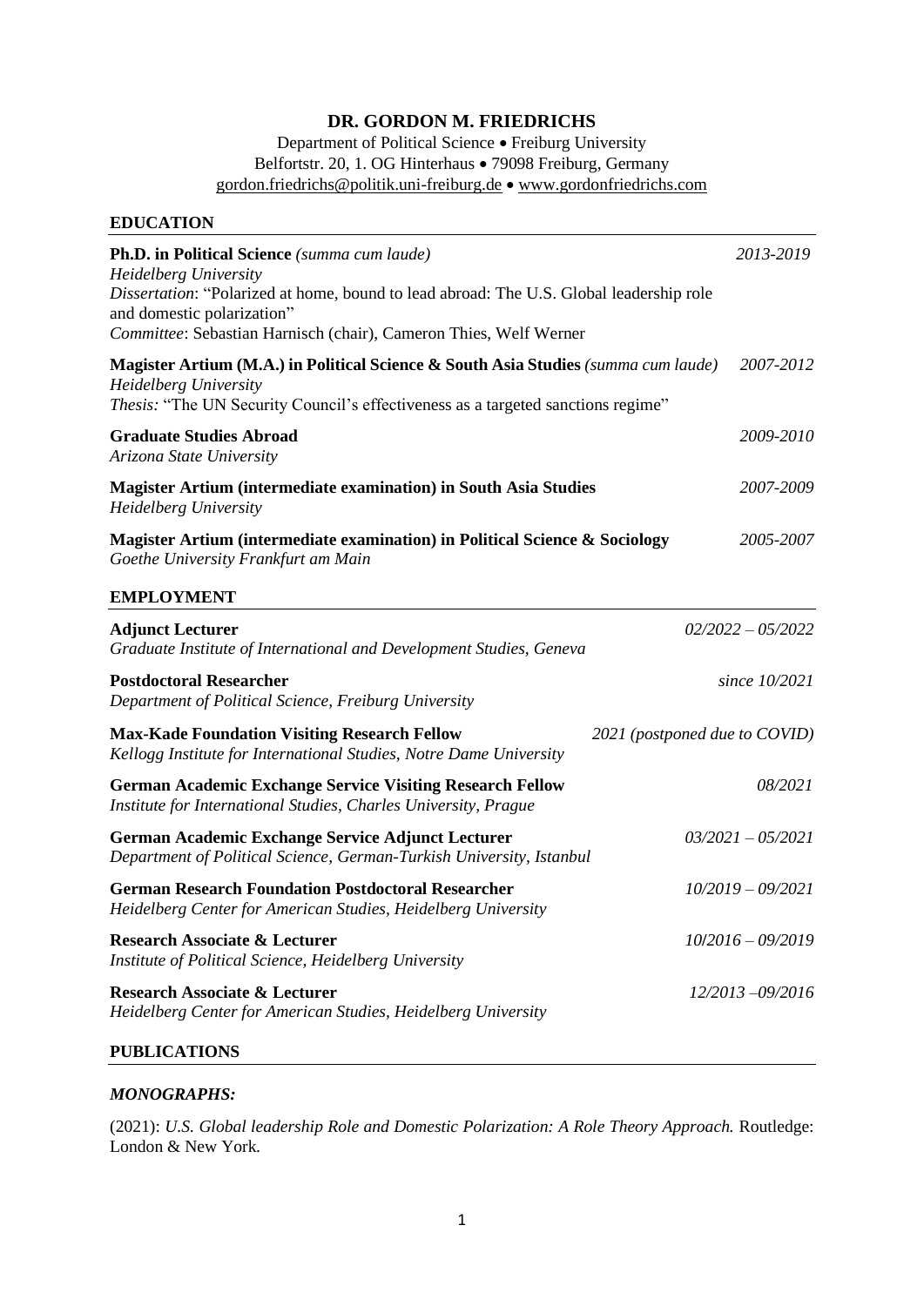# DR. GORDON M. FRIEDRICHS

Department of Political Science • Freiburg University
Belfortstr. 20, 1. OG Hinterhaus • 79098 Freiburg, Germany
gordon.friedrichs@politik.uni-freiburg.de • www.gordonfriedrichs.com

## EDUCATION

**Ph.D. in Political Science** *(summa cum laude)* — *2013-2019*
*Heidelberg University*
*Dissertation*: "Polarized at home, bound to lead abroad: The U.S. Global leadership role and domestic polarization"
*Committee*: Sebastian Harnisch (chair), Cameron Thies, Welf Werner

**Magister Artium (M.A.) in Political Science & South Asia Studies** *(summa cum laude)* — *2007-2012*
*Heidelberg University*
*Thesis:* "The UN Security Council's effectiveness as a targeted sanctions regime"

**Graduate Studies Abroad** — *2009-2010*
*Arizona State University*

**Magister Artium (intermediate examination) in South Asia Studies** — *2007-2009*
*Heidelberg University*

**Magister Artium (intermediate examination) in Political Science & Sociology** — *2005-2007*
*Goethe University Frankfurt am Main*

## EMPLOYMENT

**Adjunct Lecturer** — *02/2022 – 05/2022*
*Graduate Institute of International and Development Studies, Geneva*

**Postdoctoral Researcher** — *since 10/2021*
*Department of Political Science, Freiburg University*

**Max-Kade Foundation Visiting Research Fellow** — *2021 (postponed due to COVID)*
*Kellogg Institute for International Studies, Notre Dame University*

**German Academic Exchange Service Visiting Research Fellow** — *08/2021*
*Institute for International Studies, Charles University, Prague*

**German Academic Exchange Service Adjunct Lecturer** — *03/2021 – 05/2021*
*Department of Political Science, German-Turkish University, Istanbul*

**German Research Foundation Postdoctoral Researcher** — *10/2019 – 09/2021*
*Heidelberg Center for American Studies, Heidelberg University*

**Research Associate & Lecturer** — *10/2016 – 09/2019*
*Institute of Political Science, Heidelberg University*

**Research Associate & Lecturer** — *12/2013 –09/2016*
*Heidelberg Center for American Studies, Heidelberg University*

## PUBLICATIONS

### *MONOGRAPHS:*

(2021): *U.S. Global leadership Role and Domestic Polarization: A Role Theory Approach.* Routledge: London & New York.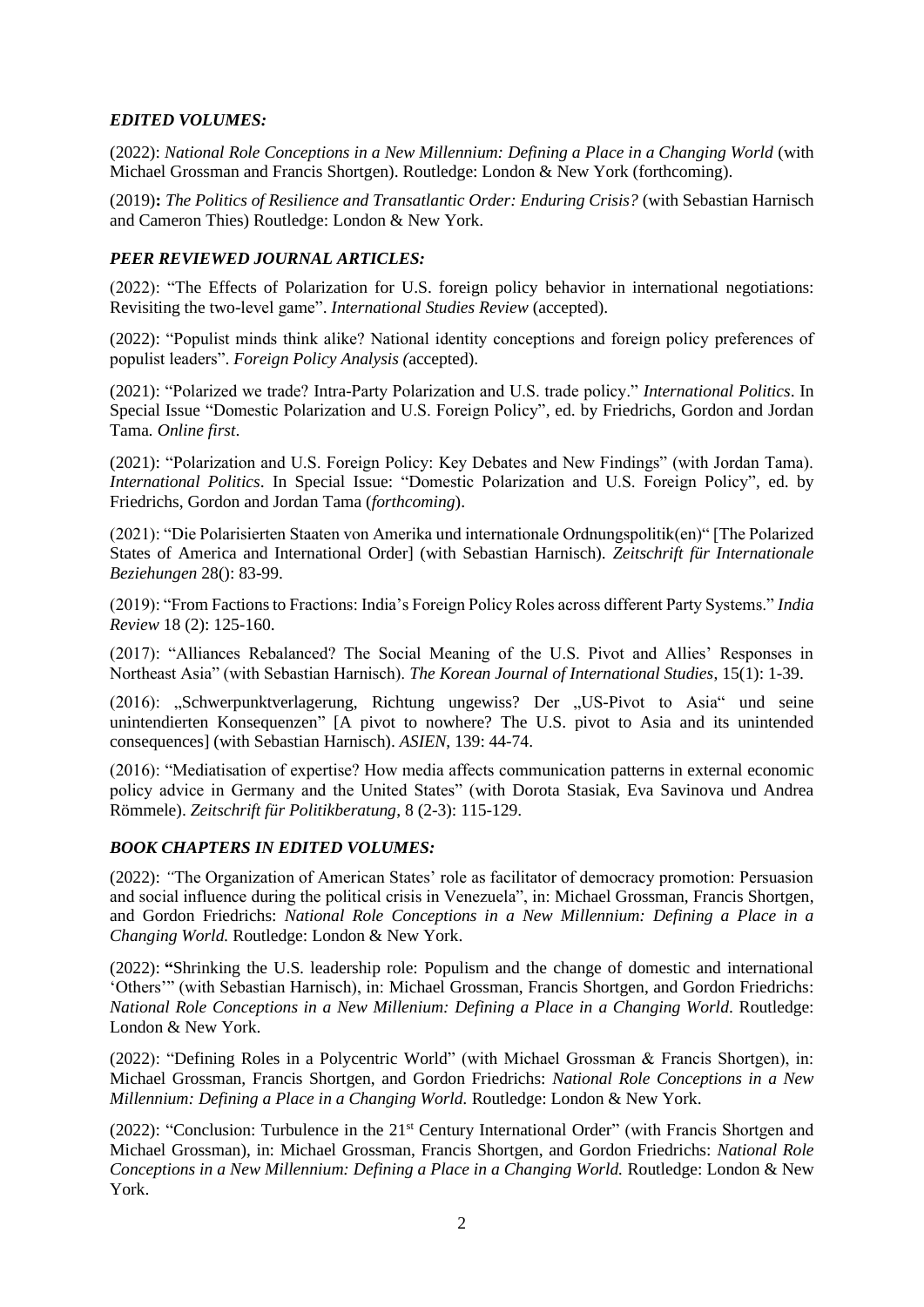### *EDITED VOLUMES:*

(2022): *National Role Conceptions in a New Millennium: Defining a Place in a Changing World* (with Michael Grossman and Francis Shortgen). Routledge: London & New York (forthcoming).

(2019)**:** *The Politics of Resilience and Transatlantic Order: Enduring Crisis?* (with Sebastian Harnisch and Cameron Thies) Routledge: London & New York.

### *PEER REVIEWED JOURNAL ARTICLES:*

(2022): "The Effects of Polarization for U.S. foreign policy behavior in international negotiations: Revisiting the two-level game". *International Studies Review* (accepted).

(2022): "Populist minds think alike? National identity conceptions and foreign policy preferences of populist leaders". *Foreign Policy Analysis (*accepted).

(2021): "Polarized we trade? Intra-Party Polarization and U.S. trade policy." *International Politics*. In Special Issue "Domestic Polarization and U.S. Foreign Policy", ed. by Friedrichs, Gordon and Jordan Tama*. Online first*.

(2021): "Polarization and U.S. Foreign Policy: Key Debates and New Findings" (with Jordan Tama). *International Politics*. In Special Issue: "Domestic Polarization and U.S. Foreign Policy", ed. by Friedrichs, Gordon and Jordan Tama (*forthcoming*).

(2021): "Die Polarisierten Staaten von Amerika und internationale Ordnungspolitik(en)" [The Polarized States of America and International Order] (with Sebastian Harnisch). *Zeitschrift für Internationale Beziehungen* 28(): 83-99.

(2019): "From Factions to Fractions: India's Foreign Policy Roles across different Party Systems." *India Review* 18 (2): 125-160.

(2017): "Alliances Rebalanced? The Social Meaning of the U.S. Pivot and Allies' Responses in Northeast Asia" (with Sebastian Harnisch). *The Korean Journal of International Studies*, 15(1): 1-39.

(2016): „Schwerpunktverlagerung, Richtung ungewiss? Der „US-Pivot to Asia" und seine unintendierten Konsequenzen" [A pivot to nowhere? The U.S. pivot to Asia and its unintended consequences] (with Sebastian Harnisch). *ASIEN*, 139: 44-74.

(2016): "Mediatisation of expertise? How media affects communication patterns in external economic policy advice in Germany and the United States" (with Dorota Stasiak, Eva Savinova und Andrea Römmele). *Zeitschrift für Politikberatung*, 8 (2-3): 115-129.

### *BOOK CHAPTERS IN EDITED VOLUMES:*

(2022): "The Organization of American States' role as facilitator of democracy promotion: Persuasion and social influence during the political crisis in Venezuela", in: Michael Grossman, Francis Shortgen, and Gordon Friedrichs: *National Role Conceptions in a New Millennium: Defining a Place in a Changing World.* Routledge: London & New York.

(2022): **"**Shrinking the U.S. leadership role: Populism and the change of domestic and international 'Others'" (with Sebastian Harnisch), in: Michael Grossman, Francis Shortgen, and Gordon Friedrichs: *National Role Conceptions in a New Millenium: Defining a Place in a Changing World*. Routledge: London & New York.

(2022): "Defining Roles in a Polycentric World" (with Michael Grossman & Francis Shortgen), in: Michael Grossman, Francis Shortgen, and Gordon Friedrichs: *National Role Conceptions in a New Millennium: Defining a Place in a Changing World.* Routledge: London & New York.

(2022): "Conclusion: Turbulence in the 21st Century International Order" (with Francis Shortgen and Michael Grossman), in: Michael Grossman, Francis Shortgen, and Gordon Friedrichs: *National Role Conceptions in a New Millennium: Defining a Place in a Changing World.* Routledge: London & New York.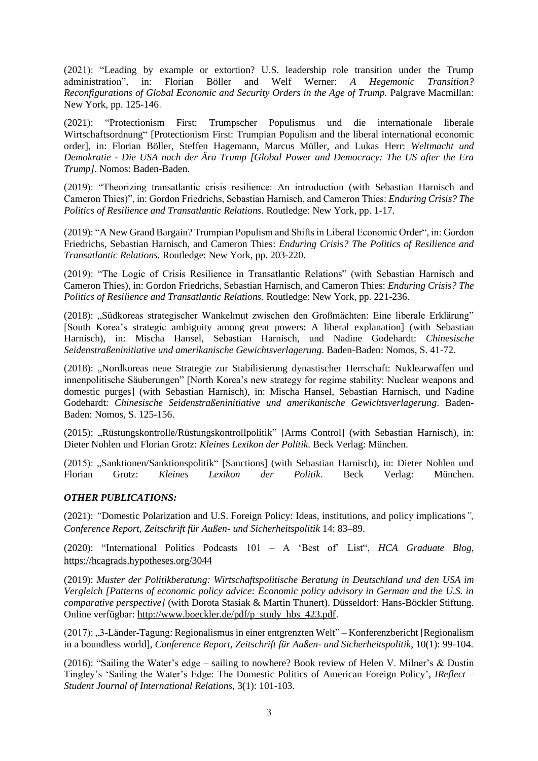(2021): "Leading by example or extortion? U.S. leadership role transition under the Trump administration", in: Florian Böller and Welf Werner: *A Hegemonic Transition? Reconfigurations of Global Economic and Security Orders in the Age of Trump.* Palgrave Macmillan: New York, pp. 125-146.

(2021): "Protectionism First: Trumpscher Populismus und die internationale liberale Wirtschaftsordnung" [Protectionism First: Trumpian Populism and the liberal international economic order], in: Florian Böller, Steffen Hagemann, Marcus Müller, and Lukas Herr: *Weltmacht und Demokratie - Die USA nach der Ära Trump [Global Power and Democracy: The US after the Era Trump]*. Nomos: Baden-Baden.

(2019): "Theorizing transatlantic crisis resilience: An introduction (with Sebastian Harnisch and Cameron Thies)", in: Gordon Friedrichs, Sebastian Harnisch, and Cameron Thies: *Enduring Crisis? The Politics of Resilience and Transatlantic Relations*. Routledge: New York, pp. 1-17.

(2019): "A New Grand Bargain? Trumpian Populism and Shifts in Liberal Economic Order", in: Gordon Friedrichs, Sebastian Harnisch, and Cameron Thies: *Enduring Crisis? The Politics of Resilience and Transatlantic Relations.* Routledge: New York, pp. 203-220.

(2019): "The Logic of Crisis Resilience in Transatlantic Relations" (with Sebastian Harnisch and Cameron Thies), in: Gordon Friedrichs, Sebastian Harnisch, and Cameron Thies: *Enduring Crisis? The Politics of Resilience and Transatlantic Relations.* Routledge: New York, pp. 221-236.

(2018): „Südkoreas strategischer Wankelmut zwischen den Großmächten: Eine liberale Erklärung" [South Korea's strategic ambiguity among great powers: A liberal explanation] (with Sebastian Harnisch), in: Mischa Hansel, Sebastian Harnisch, und Nadine Godehardt: *Chinesische Seidenstraßeninitiative und amerikanische Gewichtsverlagerung*. Baden-Baden: Nomos, S. 41-72.

(2018): „Nordkoreas neue Strategie zur Stabilisierung dynastischer Herrschaft: Nuklearwaffen und innenpolitische Säuberungen" [North Korea's new strategy for regime stability: Nuclear weapons and domestic purges] (with Sebastian Harnisch), in: Mischa Hansel, Sebastian Harnisch, und Nadine Godehardt: *Chinesische Seidenstraßeninitiative und amerikanische Gewichtsverlagerung*. Baden-Baden: Nomos, S. 125-156.

(2015): „Rüstungskontrolle/Rüstungskontrollpolitik" [Arms Control] (with Sebastian Harnisch), in: Dieter Nohlen und Florian Grotz: *Kleines Lexikon der Politik.* Beck Verlag: München.

(2015): „Sanktionen/Sanktionspolitik" [Sanctions] (with Sebastian Harnisch), in: Dieter Nohlen und Florian Grotz: *Kleines Lexikon der Politik*. Beck Verlag: München.

### *OTHER PUBLICATIONS:*

(2021): "Domestic Polarization and U.S. Foreign Policy: Ideas, institutions, and policy implications*", Conference Report, Zeitschrift für Außen- und Sicherheitspolitik* 14: 83–89.

(2020): "International Politics Podcasts 101 – A 'Best of' List", *HCA Graduate Blog*, https://hcagrads.hypotheses.org/3044

(2019): *Muster der Politikberatung: Wirtschaftspolitische Beratung in Deutschland und den USA im Vergleich [Patterns of economic policy advice: Economic policy advisory in German and the U.S. in comparative perspective]* (with Dorota Stasiak & Martin Thunert). Düsseldorf: Hans-Böckler Stiftung. Online verfügbar: http://www.boeckler.de/pdf/p_study_hbs_423.pdf.

(2017): „3-Länder-Tagung: Regionalismus in einer entgrenzten Welt" – Konferenzbericht [Regionalism in a boundless world], *Conference Report*, *Zeitschrift für Außen- und Sicherheitspolitik*, 10(1): 99-104.

(2016): "Sailing the Water's edge – sailing to nowhere? Book review of Helen V. Milner's & Dustin Tingley's 'Sailing the Water's Edge: The Domestic Politics of American Foreign Policy', *IReflect – Student Journal of International Relations*, 3(1): 101-103.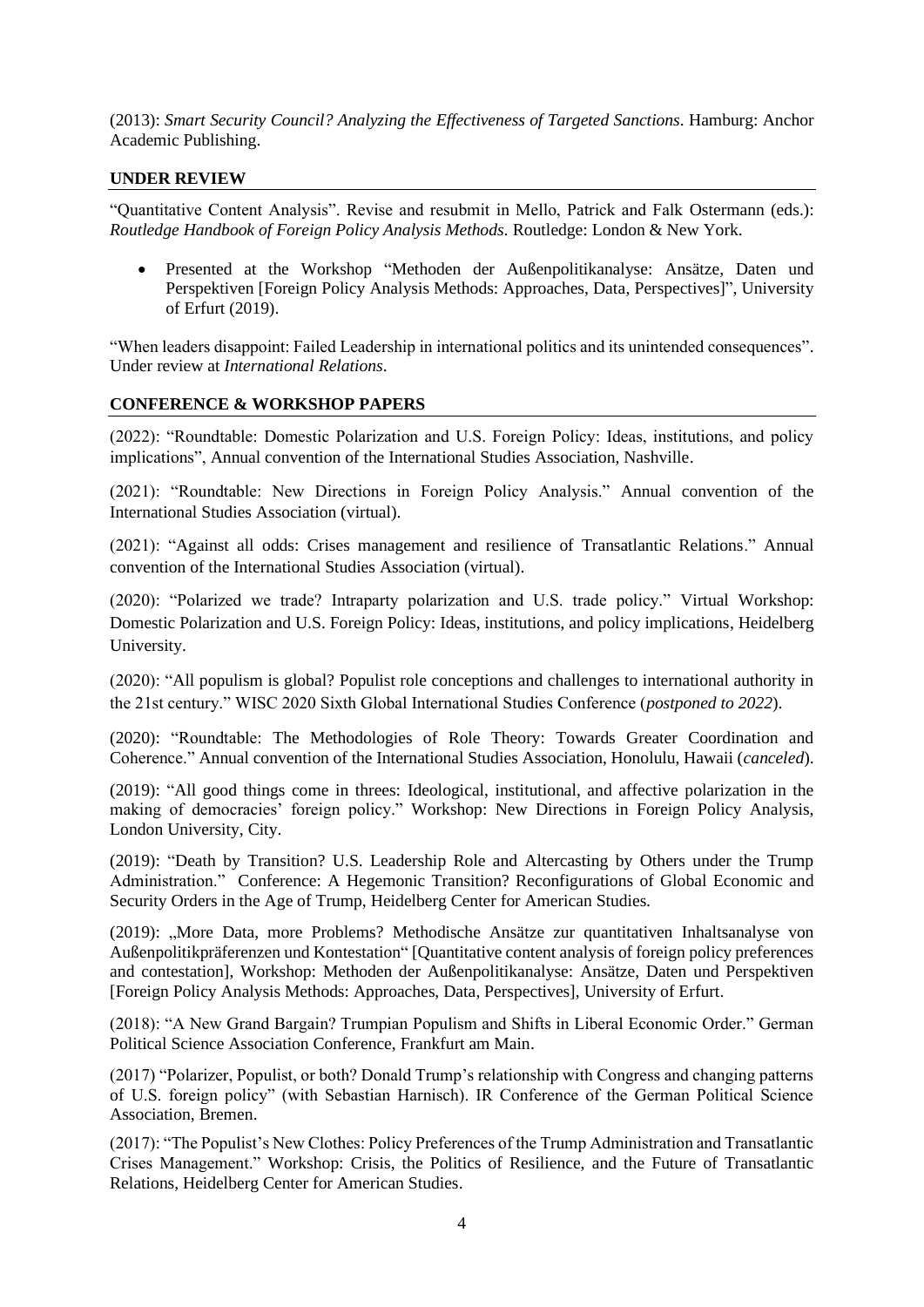(2013): *Smart Security Council? Analyzing the Effectiveness of Targeted Sanctions*. Hamburg: Anchor Academic Publishing.

## UNDER REVIEW

"Quantitative Content Analysis". Revise and resubmit in Mello, Patrick and Falk Ostermann (eds.): *Routledge Handbook of Foreign Policy Analysis Methods*. Routledge: London & New York.

- Presented at the Workshop "Methoden der Außenpolitikanalyse: Ansätze, Daten und Perspektiven [Foreign Policy Analysis Methods: Approaches, Data, Perspectives]", University of Erfurt (2019).

"When leaders disappoint: Failed Leadership in international politics and its unintended consequences". Under review at *International Relations*.

## CONFERENCE & WORKSHOP PAPERS

(2022): "Roundtable: Domestic Polarization and U.S. Foreign Policy: Ideas, institutions, and policy implications", Annual convention of the International Studies Association, Nashville.

(2021): "Roundtable: New Directions in Foreign Policy Analysis." Annual convention of the International Studies Association (virtual).

(2021): "Against all odds: Crises management and resilience of Transatlantic Relations." Annual convention of the International Studies Association (virtual).

(2020): "Polarized we trade? Intraparty polarization and U.S. trade policy." Virtual Workshop: Domestic Polarization and U.S. Foreign Policy: Ideas, institutions, and policy implications, Heidelberg University.

(2020): "All populism is global? Populist role conceptions and challenges to international authority in the 21st century." WISC 2020 Sixth Global International Studies Conference (*postponed to 2022*).

(2020): "Roundtable: The Methodologies of Role Theory: Towards Greater Coordination and Coherence." Annual convention of the International Studies Association, Honolulu, Hawaii (*canceled*).

(2019): "All good things come in threes: Ideological, institutional, and affective polarization in the making of democracies' foreign policy." Workshop: New Directions in Foreign Policy Analysis, London University, City.

(2019): "Death by Transition? U.S. Leadership Role and Altercasting by Others under the Trump Administration." Conference: A Hegemonic Transition? Reconfigurations of Global Economic and Security Orders in the Age of Trump, Heidelberg Center for American Studies.

(2019): „More Data, more Problems? Methodische Ansätze zur quantitativen Inhaltsanalyse von Außenpolitikpräferenzen und Kontestation" [Quantitative content analysis of foreign policy preferences and contestation], Workshop: Methoden der Außenpolitikanalyse: Ansätze, Daten und Perspektiven [Foreign Policy Analysis Methods: Approaches, Data, Perspectives], University of Erfurt.

(2018): "A New Grand Bargain? Trumpian Populism and Shifts in Liberal Economic Order." German Political Science Association Conference, Frankfurt am Main.

(2017) "Polarizer, Populist, or both? Donald Trump's relationship with Congress and changing patterns of U.S. foreign policy" (with Sebastian Harnisch). IR Conference of the German Political Science Association, Bremen.

(2017): "The Populist's New Clothes: Policy Preferences of the Trump Administration and Transatlantic Crises Management." Workshop: Crisis, the Politics of Resilience, and the Future of Transatlantic Relations, Heidelberg Center for American Studies.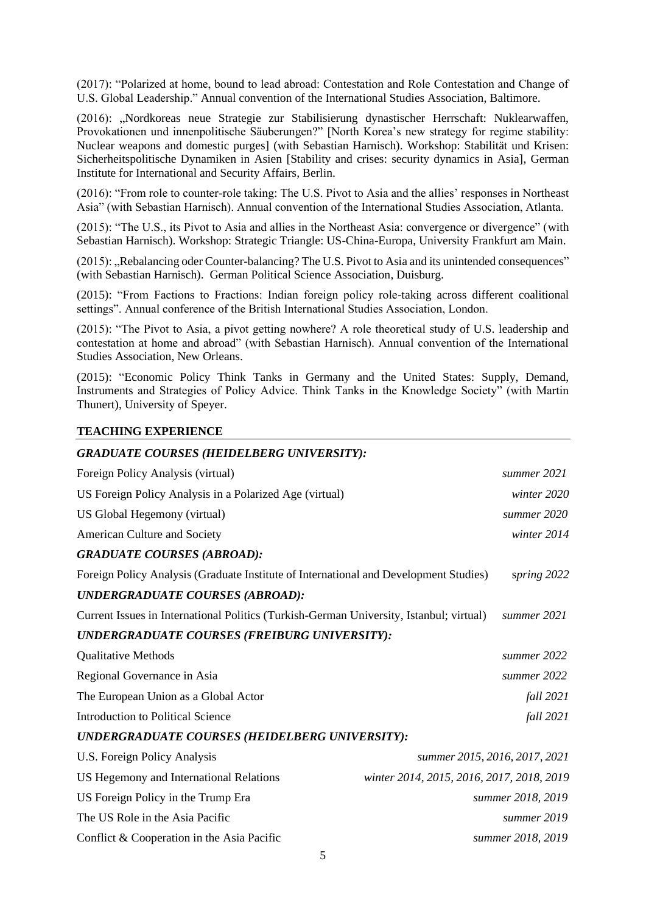(2017): "Polarized at home, bound to lead abroad: Contestation and Role Contestation and Change of U.S. Global Leadership." Annual convention of the International Studies Association, Baltimore.

(2016): „Nordkoreas neue Strategie zur Stabilisierung dynastischer Herrschaft: Nuklearwaffen, Provokationen und innenpolitische Säuberungen?" [North Korea's new strategy for regime stability: Nuclear weapons and domestic purges] (with Sebastian Harnisch). Workshop: Stabilität und Krisen: Sicherheitspolitische Dynamiken in Asien [Stability and crises: security dynamics in Asia], German Institute for International and Security Affairs, Berlin.

(2016): "From role to counter-role taking: The U.S. Pivot to Asia and the allies' responses in Northeast Asia" (with Sebastian Harnisch). Annual convention of the International Studies Association, Atlanta.

(2015): "The U.S., its Pivot to Asia and allies in the Northeast Asia: convergence or divergence" (with Sebastian Harnisch). Workshop: Strategic Triangle: US-China-Europa, University Frankfurt am Main.

(2015): „Rebalancing oder Counter-balancing? The U.S. Pivot to Asia and its unintended consequences" (with Sebastian Harnisch). German Political Science Association, Duisburg.

(2015): "From Factions to Fractions: Indian foreign policy role-taking across different coalitional settings". Annual conference of the British International Studies Association, London.

(2015): "The Pivot to Asia, a pivot getting nowhere? A role theoretical study of U.S. leadership and contestation at home and abroad" (with Sebastian Harnisch). Annual convention of the International Studies Association, New Orleans.

(2015): "Economic Policy Think Tanks in Germany and the United States: Supply, Demand, Instruments and Strategies of Policy Advice. Think Tanks in the Knowledge Society" (with Martin Thunert), University of Speyer.

## TEACHING EXPERIENCE

### *GRADUATE COURSES (HEIDELBERG UNIVERSITY):*

| Course | Term |
|---|---|
| Foreign Policy Analysis (virtual) | *summer 2021* |
| US Foreign Policy Analysis in a Polarized Age (virtual) | *winter 2020* |
| US Global Hegemony (virtual) | *summer 2020* |
| American Culture and Society | *winter 2014* |

### *GRADUATE COURSES (ABROAD):*

| Course | Term |
|---|---|
| Foreign Policy Analysis (Graduate Institute of International and Development Studies) | *spring 2022* |

### *UNDERGRADUATE COURSES (ABROAD):*

| Course | Term |
|---|---|
| Current Issues in International Politics (Turkish-German University, Istanbul; virtual) | *summer 2021* |

### *UNDERGRADUATE COURSES (FREIBURG UNIVERSITY):*

| Course | Term |
|---|---|
| Qualitative Methods | *summer 2022* |
| Regional Governance in Asia | *summer 2022* |
| The European Union as a Global Actor | *fall 2021* |
| Introduction to Political Science | *fall 2021* |

### *UNDERGRADUATE COURSES (HEIDELBERG UNIVERSITY):*

| Course | Term |
|---|---|
| U.S. Foreign Policy Analysis | *summer 2015, 2016, 2017, 2021* |
| US Hegemony and International Relations | *winter 2014, 2015, 2016, 2017, 2018, 2019* |
| US Foreign Policy in the Trump Era | *summer 2018, 2019* |
| The US Role in the Asia Pacific | *summer 2019* |
| Conflict & Cooperation in the Asia Pacific | *summer 2018, 2019* |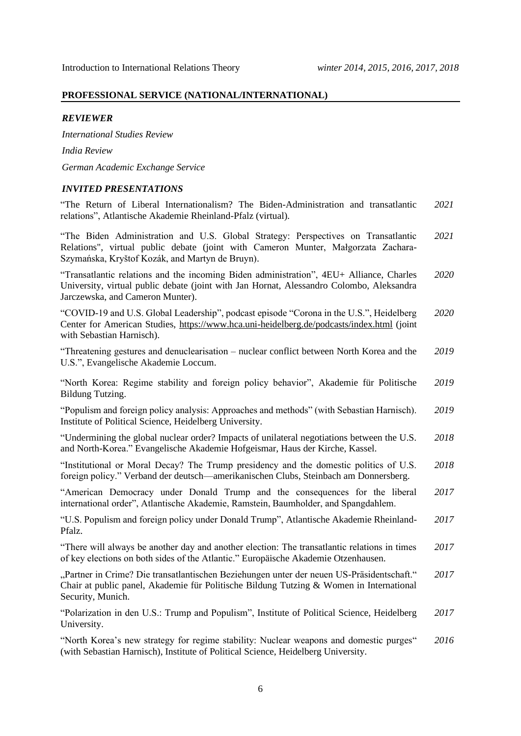Introduction to International Relations Theory *winter 2014, 2015, 2016, 2017, 2018*

## PROFESSIONAL SERVICE (NATIONAL/INTERNATIONAL)

### *REVIEWER*

*International Studies Review*

*India Review*

*German Academic Exchange Service*

### *INVITED PRESENTATIONS*

"The Return of Liberal Internationalism? The Biden-Administration and transatlantic relations", Atlantische Akademie Rheinland-Pfalz (virtual). *2021*

"The Biden Administration and U.S. Global Strategy: Perspectives on Transatlantic Relations", virtual public debate (joint with Cameron Munter, Małgorzata Zachara-Szymańska, Kryštof Kozák, and Martyn de Bruyn). *2021*

"Transatlantic relations and the incoming Biden administration", 4EU+ Alliance, Charles University, virtual public debate (joint with Jan Hornat, Alessandro Colombo, Aleksandra Jarczewska, and Cameron Munter). *2020*

"COVID-19 and U.S. Global Leadership", podcast episode "Corona in the U.S.", Heidelberg Center for American Studies, https://www.hca.uni-heidelberg.de/podcasts/index.html (joint with Sebastian Harnisch). *2020*

"Threatening gestures and denuclearisation – nuclear conflict between North Korea and the U.S.", Evangelische Akademie Loccum. *2019*

"North Korea: Regime stability and foreign policy behavior", Akademie für Politische Bildung Tutzing. *2019*

"Populism and foreign policy analysis: Approaches and methods" (with Sebastian Harnisch). Institute of Political Science, Heidelberg University. *2019*

"Undermining the global nuclear order? Impacts of unilateral negotiations between the U.S. and North-Korea." Evangelische Akademie Hofgeismar, Haus der Kirche, Kassel. *2018*

"Institutional or Moral Decay? The Trump presidency and the domestic politics of U.S. foreign policy." Verband der deutsch—amerikanischen Clubs, Steinbach am Donnersberg. *2018*

"American Democracy under Donald Trump and the consequences for the liberal international order", Atlantische Akademie, Ramstein, Baumholder, and Spangdahlem. *2017*

"U.S. Populism and foreign policy under Donald Trump", Atlantische Akademie Rheinland-Pfalz. *2017*

"There will always be another day and another election: The transatlantic relations in times of key elections on both sides of the Atlantic." Europäische Akademie Otzenhausen. *2017*

„Partner in Crime? Die transatlantischen Beziehungen unter der neuen US-Präsidentschaft." Chair at public panel, Akademie für Politische Bildung Tutzing & Women in International Security, Munich. *2017*

"Polarization in den U.S.: Trump and Populism", Institute of Political Science, Heidelberg University. *2017*

"North Korea's new strategy for regime stability: Nuclear weapons and domestic purges" (with Sebastian Harnisch), Institute of Political Science, Heidelberg University. *2016*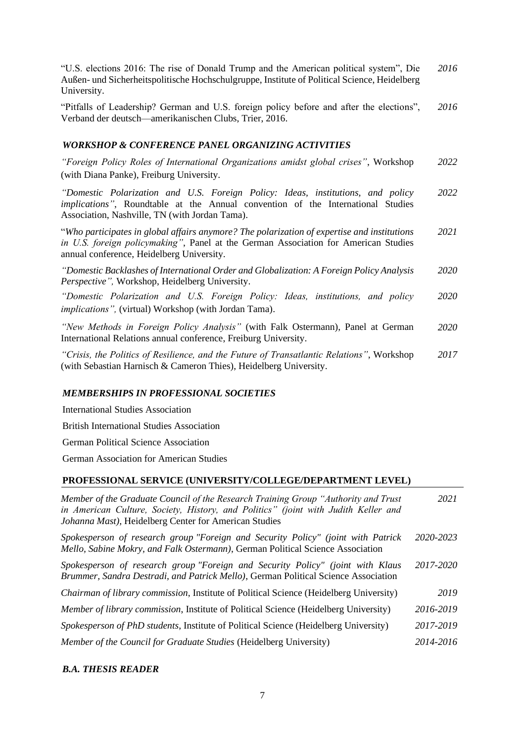"U.S. elections 2016: The rise of Donald Trump and the American political system", Die Außen- und Sicherheitspolitische Hochschulgruppe, Institute of Political Science, Heidelberg University. *2016*

"Pitfalls of Leadership? German and U.S. foreign policy before and after the elections", Verband der deutsch—amerikanischen Clubs, Trier, 2016. *2016*

### *WORKSHOP & CONFERENCE PANEL ORGANIZING ACTIVITIES*

*"Foreign Policy Roles of International Organizations amidst global crises"*, Workshop (with Diana Panke), Freiburg University. *2022*

*"Domestic Polarization and U.S. Foreign Policy: Ideas, institutions, and policy implications"*, Roundtable at the Annual convention of the International Studies Association, Nashville, TN (with Jordan Tama). *2022*

"*Who participates in global affairs anymore? The polarization of expertise and institutions in U.S. foreign policymaking"*, Panel at the German Association for American Studies annual conference, Heidelberg University. *2021*

*"Domestic Backlashes of International Order and Globalization: A Foreign Policy Analysis Perspective",* Workshop, Heidelberg University. *2020*

*"Domestic Polarization and U.S. Foreign Policy: Ideas, institutions, and policy implications",* (virtual) Workshop (with Jordan Tama). *2020*

*"New Methods in Foreign Policy Analysis"* (with Falk Ostermann), Panel at German International Relations annual conference, Freiburg University. *2020*

*"Crisis, the Politics of Resilience, and the Future of Transatlantic Relations"*, Workshop (with Sebastian Harnisch & Cameron Thies), Heidelberg University. *2017*

### *MEMBERSHIPS IN PROFESSIONAL SOCIETIES*

International Studies Association

British International Studies Association

German Political Science Association

German Association for American Studies

## PROFESSIONAL SERVICE (UNIVERSITY/COLLEGE/DEPARTMENT LEVEL)

*Member of the Graduate Council of the Research Training Group "Authority and Trust in American Culture, Society, History, and Politics" (joint with Judith Keller and Johanna Mast)*, Heidelberg Center for American Studies *2021*

*Spokesperson of research group "Foreign and Security Policy" (joint with Patrick Mello, Sabine Mokry, and Falk Ostermann)*, German Political Science Association *2020-2023*

*Spokesperson of research group "Foreign and Security Policy" (joint with Klaus Brummer, Sandra Destradi, and Patrick Mello)*, German Political Science Association *2017-2020*

*Chairman of library commission*, Institute of Political Science (Heidelberg University) *2019*

*Member of library commission*, Institute of Political Science (Heidelberg University) *2016-2019*

*Spokesperson of PhD students*, Institute of Political Science (Heidelberg University) *2017-2019*

*Member of the Council for Graduate Studies* (Heidelberg University) *2014-2016*

### *B.A. THESIS READER*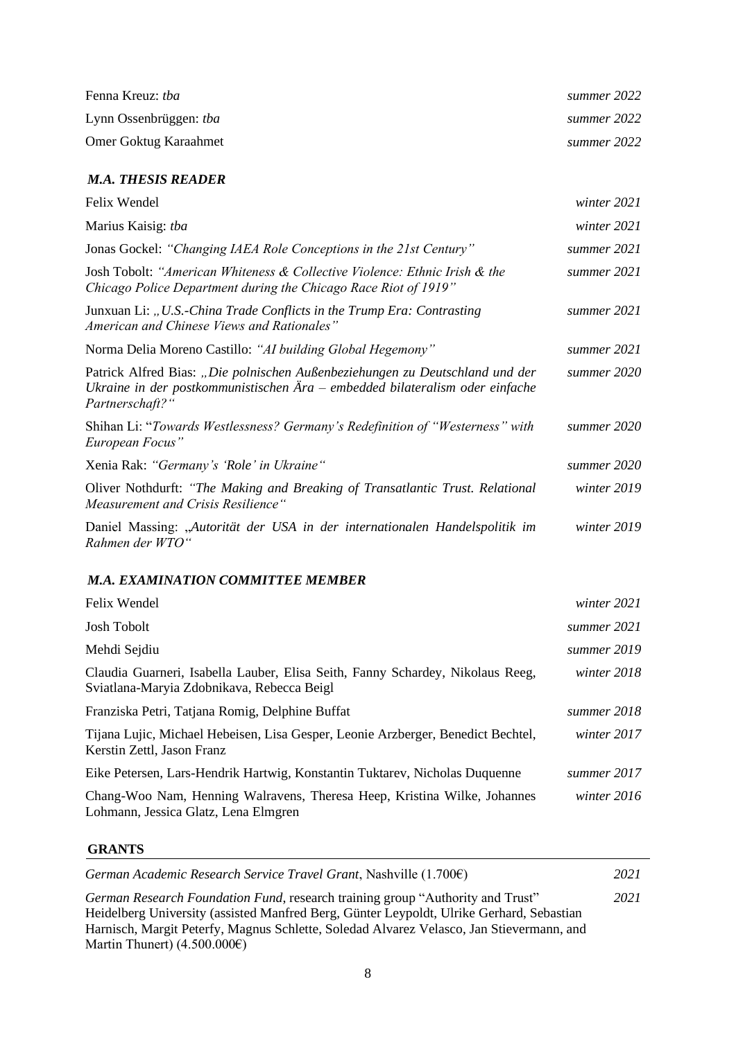Fenna Kreuz: *tba* *summer 2022*

Lynn Ossenbrüggen: *tba* *summer 2022*

Omer Goktug Karaahmet *summer 2022*

### *M.A. THESIS READER*

Felix Wendel *winter 2021*

Marius Kaisig: *tba* *winter 2021*

Jonas Gockel: *"Changing IAEA Role Conceptions in the 21st Century"* *summer 2021*

Josh Tobolt: *"American Whiteness & Collective Violence: Ethnic Irish & the Chicago Police Department during the Chicago Race Riot of 1919"* *summer 2021*

Junxuan Li: *„U.S.-China Trade Conflicts in the Trump Era: Contrasting American and Chinese Views and Rationales"* *summer 2021*

Norma Delia Moreno Castillo: *"AI building Global Hegemony"* *summer 2021*

Patrick Alfred Bias: *„Die polnischen Außenbeziehungen zu Deutschland und der Ukraine in der postkommunistischen Ära – embedded bilateralism oder einfache Partnerschaft?"* *summer 2020*

Shihan Li: "*Towards Westlessness? Germany's Redefinition of "Westerness" with European Focus"* *summer 2020*

Xenia Rak: *"Germany's 'Role' in Ukraine"* *summer 2020*

Oliver Nothdurft: *"The Making and Breaking of Transatlantic Trust. Relational Measurement and Crisis Resilience"* *winter 2019*

Daniel Massing: *„Autorität der USA in der internationalen Handelspolitik im Rahmen der WTO"* *winter 2019*

### *M.A. EXAMINATION COMMITTEE MEMBER*

Felix Wendel *winter 2021*

Josh Tobolt *summer 2021*

Mehdi Sejdiu *summer 2019*

Claudia Guarneri, Isabella Lauber, Elisa Seith, Fanny Schardey, Nikolaus Reeg, Sviatlana-Maryia Zdobnikava, Rebecca Beigl *winter 2018*

Franziska Petri, Tatjana Romig, Delphine Buffat *summer 2018*

Tijana Lujic, Michael Hebeisen, Lisa Gesper, Leonie Arzberger, Benedict Bechtel, Kerstin Zettl, Jason Franz *winter 2017*

Eike Petersen, Lars-Hendrik Hartwig, Konstantin Tuktarev, Nicholas Duquenne *summer 2017*

Chang-Woo Nam, Henning Walravens, Theresa Heep, Kristina Wilke, Johannes Lohmann, Jessica Glatz, Lena Elmgren *winter 2016*

## GRANTS

*German Academic Research Service Travel Grant*, Nashville (1.700€) *2021*

*German Research Foundation Fund*, research training group "Authority and Trust" Heidelberg University (assisted Manfred Berg, Günter Leypoldt, Ulrike Gerhard, Sebastian Harnisch, Margit Peterfy, Magnus Schlette, Soledad Alvarez Velasco, Jan Stievermann, and Martin Thunert) (4.500.000€) *2021*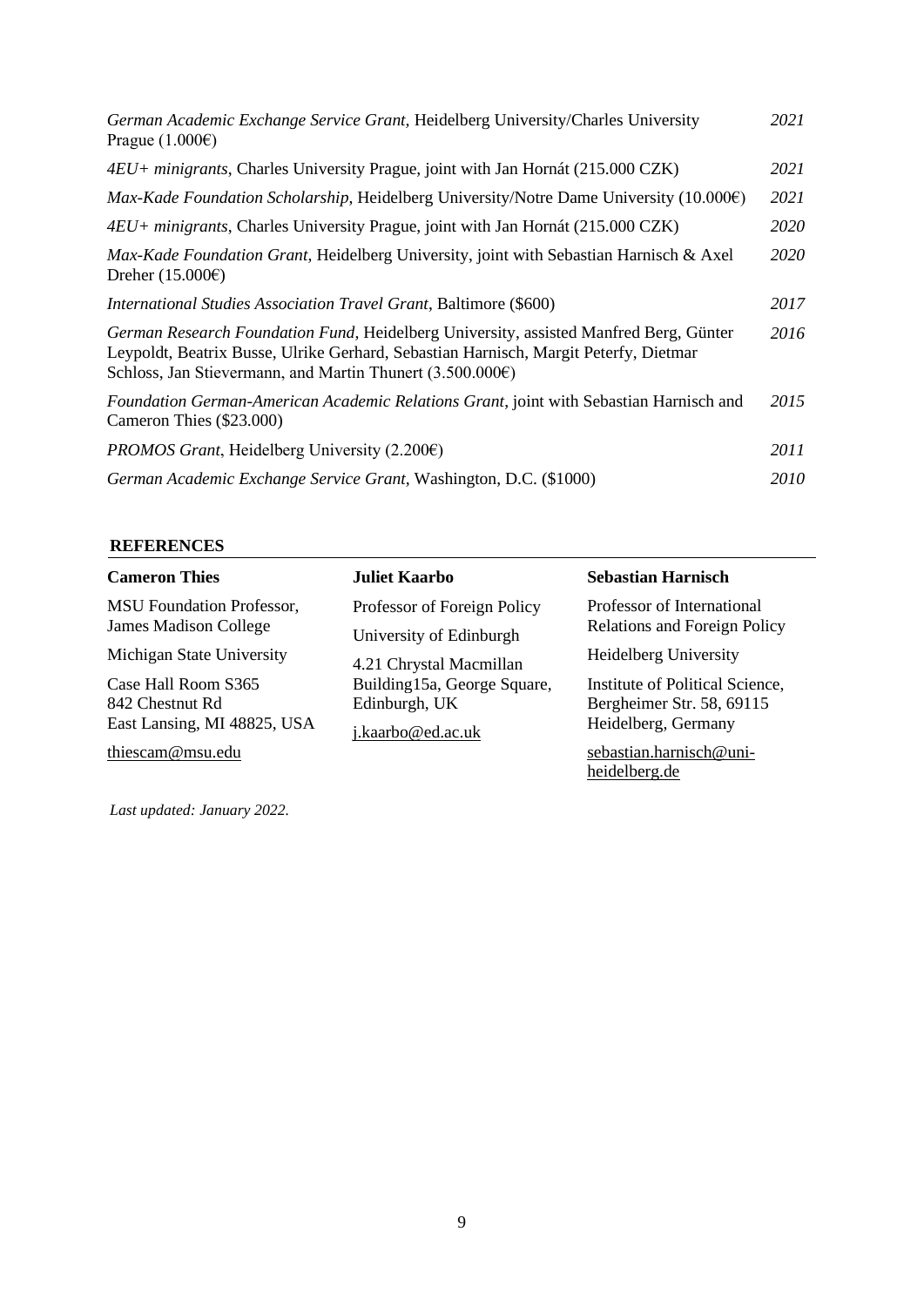*German Academic Exchange Service Grant,* Heidelberg University/Charles University Prague (1.000€) — 2021

*4EU+ minigrants*, Charles University Prague, joint with Jan Hornát (215.000 CZK) — 2021

*Max-Kade Foundation Scholarship*, Heidelberg University/Notre Dame University (10.000€) — 2021

*4EU+ minigrants*, Charles University Prague, joint with Jan Hornát (215.000 CZK) — 2020

*Max-Kade Foundation Grant,* Heidelberg University, joint with Sebastian Harnisch & Axel Dreher (15.000€) — 2020

*International Studies Association Travel Grant*, Baltimore ($600) — 2017

*German Research Foundation Fund*, Heidelberg University, assisted Manfred Berg, Günter Leypoldt, Beatrix Busse, Ulrike Gerhard, Sebastian Harnisch, Margit Peterfy, Dietmar Schloss, Jan Stievermann, and Martin Thunert (3.500.000€) — 2016

*Foundation German-American Academic Relations Grant*, joint with Sebastian Harnisch and Cameron Thies ($23.000) — 2015

*PROMOS Grant*, Heidelberg University (2.200€) — 2011

*German Academic Exchange Service Grant,* Washington, D.C. ($1000) — 2010

## REFERENCES

**Cameron Thies**
MSU Foundation Professor, James Madison College
Michigan State University
Case Hall Room S365
842 Chestnut Rd
East Lansing, MI 48825, USA
thiescam@msu.edu

**Juliet Kaarbo**
Professor of Foreign Policy
University of Edinburgh
4.21 Chrystal Macmillan Building15a, George Square, Edinburgh, UK
j.kaarbo@ed.ac.uk

**Sebastian Harnisch**
Professor of International Relations and Foreign Policy
Heidelberg University
Institute of Political Science, Bergheimer Str. 58, 69115 Heidelberg, Germany
sebastian.harnisch@uni-heidelberg.de

*Last updated: January 2022.*